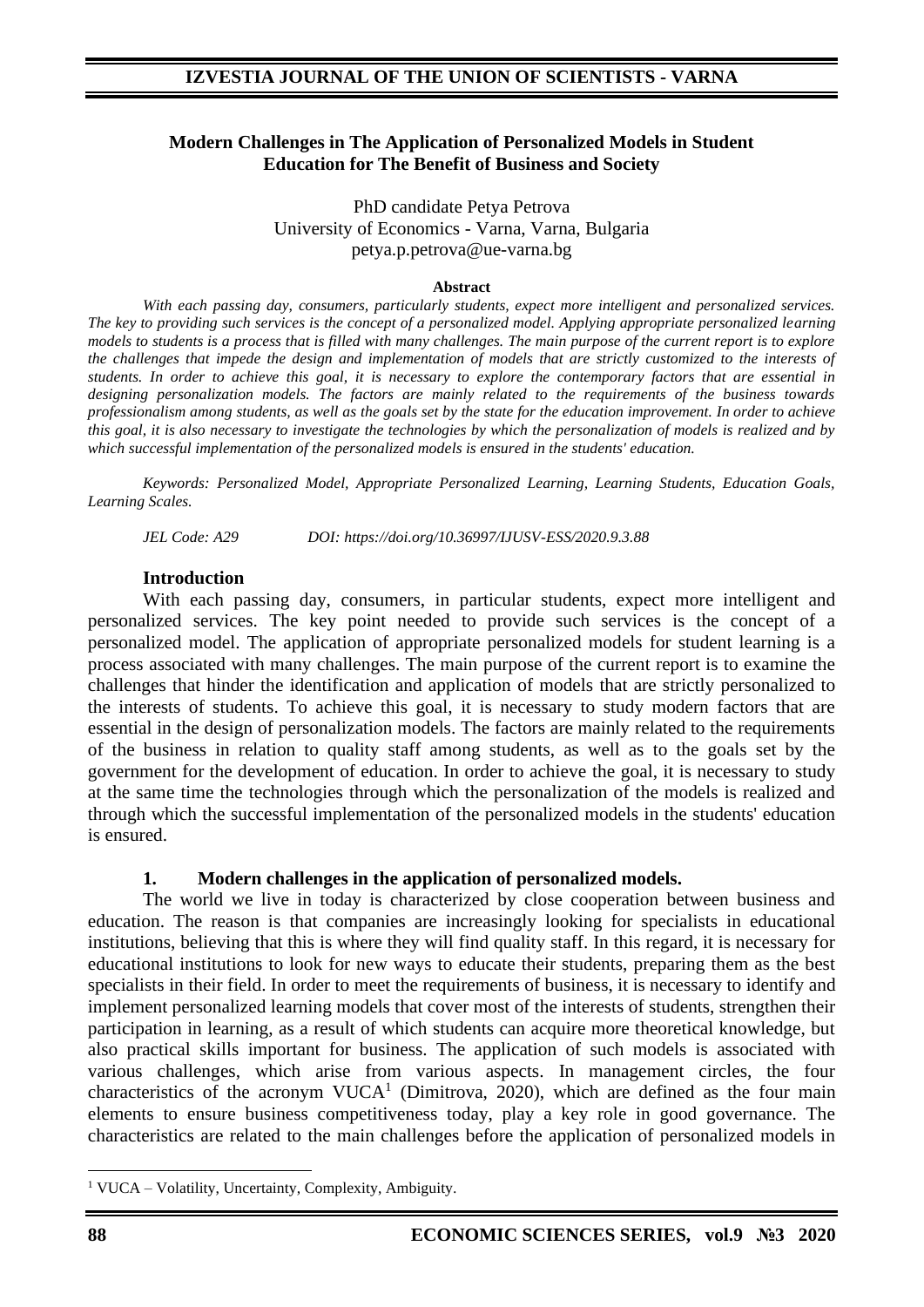# Modern Challenges in The Application of Personalized Models in Student Education for The Benefit of Business and Society

PhD candidate Petya Petrova
University of Economics - Varna, Varna, Bulgaria
petya.p.petrova@ue-varna.bg

**Abstract**

*With each passing day, consumers, particularly students, expect more intelligent and personalized services. The key to providing such services is the concept of a personalized model. Applying appropriate personalized learning models to students is a process that is filled with many challenges. The main purpose of the current report is to explore the challenges that impede the design and implementation of models that are strictly customized to the interests of students. In order to achieve this goal, it is necessary to explore the contemporary factors that are essential in designing personalization models. The factors are mainly related to the requirements of the business towards professionalism among students, as well as the goals set by the state for the education improvement. In order to achieve this goal, it is also necessary to investigate the technologies by which the personalization of models is realized and by which successful implementation of the personalized models is ensured in the students' education.*

*Keywords: Personalized Model, Appropriate Personalized Learning, Learning Students, Education Goals, Learning Scales.*

*JEL Code: A29 DOI: https://doi.org/10.36997/IJUSV-ESS/2020.9.3.88*

## Introduction

With each passing day, consumers, in particular students, expect more intelligent and personalized services. The key point needed to provide such services is the concept of a personalized model. The application of appropriate personalized models for student learning is a process associated with many challenges. The main purpose of the current report is to examine the challenges that hinder the identification and application of models that are strictly personalized to the interests of students. To achieve this goal, it is necessary to study modern factors that are essential in the design of personalization models. The factors are mainly related to the requirements of the business in relation to quality staff among students, as well as to the goals set by the government for the development of education. In order to achieve the goal, it is necessary to study at the same time the technologies through which the personalization of the models is realized and through which the successful implementation of the personalized models in the students' education is ensured.

## 1. Modern challenges in the application of personalized models.

The world we live in today is characterized by close cooperation between business and education. The reason is that companies are increasingly looking for specialists in educational institutions, believing that this is where they will find quality staff. In this regard, it is necessary for educational institutions to look for new ways to educate their students, preparing them as the best specialists in their field. In order to meet the requirements of business, it is necessary to identify and implement personalized learning models that cover most of the interests of students, strengthen their participation in learning, as a result of which students can acquire more theoretical knowledge, but also practical skills important for business. The application of such models is associated with various challenges, which arise from various aspects. In management circles, the four characteristics of the acronym VUCA[1] (Dimitrova, 2020), which are defined as the four main elements to ensure business competitiveness today, play a key role in good governance. The characteristics are related to the main challenges before the application of personalized models in

[1] VUCA – Volatility, Uncertainty, Complexity, Ambiguity.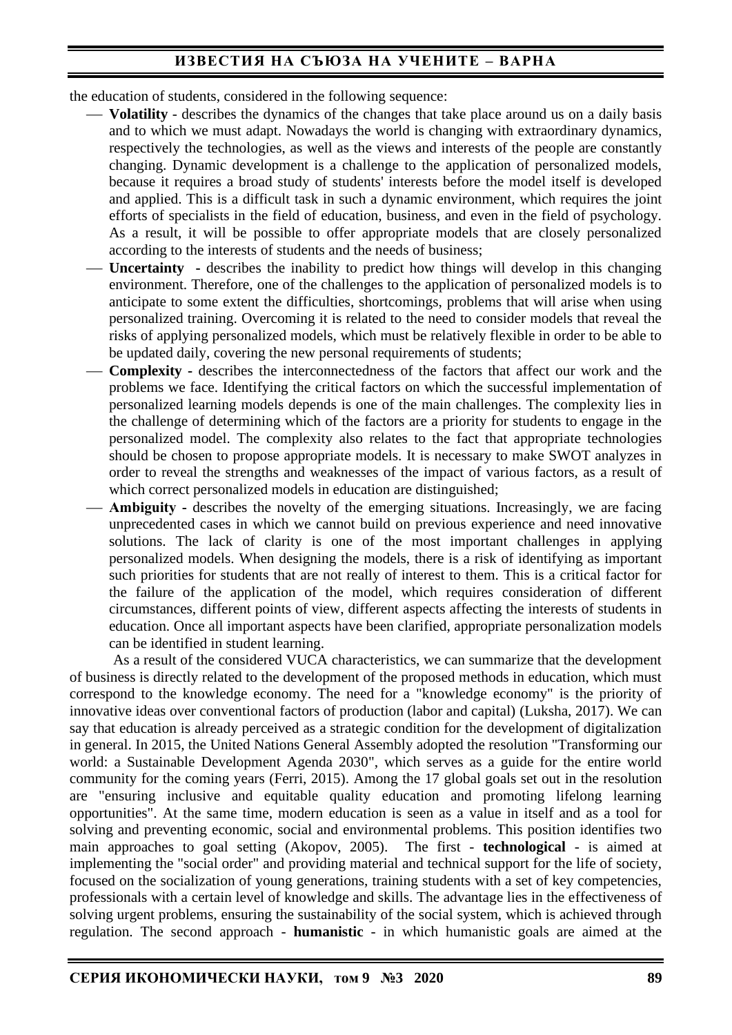the education of students, considered in the following sequence:

- **Volatility** - describes the dynamics of the changes that take place around us on a daily basis and to which we must adapt. Nowadays the world is changing with extraordinary dynamics, respectively the technologies, as well as the views and interests of the people are constantly changing. Dynamic development is a challenge to the application of personalized models, because it requires a broad study of students' interests before the model itself is developed and applied. This is a difficult task in such a dynamic environment, which requires the joint efforts of specialists in the field of education, business, and even in the field of psychology. As a result, it will be possible to offer appropriate models that are closely personalized according to the interests of students and the needs of business;
- **Uncertainty** - describes the inability to predict how things will develop in this changing environment. Therefore, one of the challenges to the application of personalized models is to anticipate to some extent the difficulties, shortcomings, problems that will arise when using personalized training. Overcoming it is related to the need to consider models that reveal the risks of applying personalized models, which must be relatively flexible in order to be able to be updated daily, covering the new personal requirements of students;
- **Complexity** - describes the interconnectedness of the factors that affect our work and the problems we face. Identifying the critical factors on which the successful implementation of personalized learning models depends is one of the main challenges. The complexity lies in the challenge of determining which of the factors are a priority for students to engage in the personalized model. The complexity also relates to the fact that appropriate technologies should be chosen to propose appropriate models. It is necessary to make SWOT analyzes in order to reveal the strengths and weaknesses of the impact of various factors, as a result of which correct personalized models in education are distinguished;
- **Ambiguity** - describes the novelty of the emerging situations. Increasingly, we are facing unprecedented cases in which we cannot build on previous experience and need innovative solutions. The lack of clarity is one of the most important challenges in applying personalized models. When designing the models, there is a risk of identifying as important such priorities for students that are not really of interest to them. This is a critical factor for the failure of the application of the model, which requires consideration of different circumstances, different points of view, different aspects affecting the interests of students in education. Once all important aspects have been clarified, appropriate personalization models can be identified in student learning.

As a result of the considered VUCA characteristics, we can summarize that the development of business is directly related to the development of the proposed methods in education, which must correspond to the knowledge economy. The need for a "knowledge economy" is the priority of innovative ideas over conventional factors of production (labor and capital) (Luksha, 2017). We can say that education is already perceived as a strategic condition for the development of digitalization in general. In 2015, the United Nations General Assembly adopted the resolution "Transforming our world: a Sustainable Development Agenda 2030", which serves as a guide for the entire world community for the coming years (Ferri, 2015). Among the 17 global goals set out in the resolution are "ensuring inclusive and equitable quality education and promoting lifelong learning opportunities". At the same time, modern education is seen as a value in itself and as a tool for solving and preventing economic, social and environmental problems. This position identifies two main approaches to goal setting (Akopov, 2005). The first - **technological** - is aimed at implementing the "social order" and providing material and technical support for the life of society, focused on the socialization of young generations, training students with a set of key competencies, professionals with a certain level of knowledge and skills. The advantage lies in the effectiveness of solving urgent problems, ensuring the sustainability of the social system, which is achieved through regulation. The second approach - **humanistic** - in which humanistic goals are aimed at the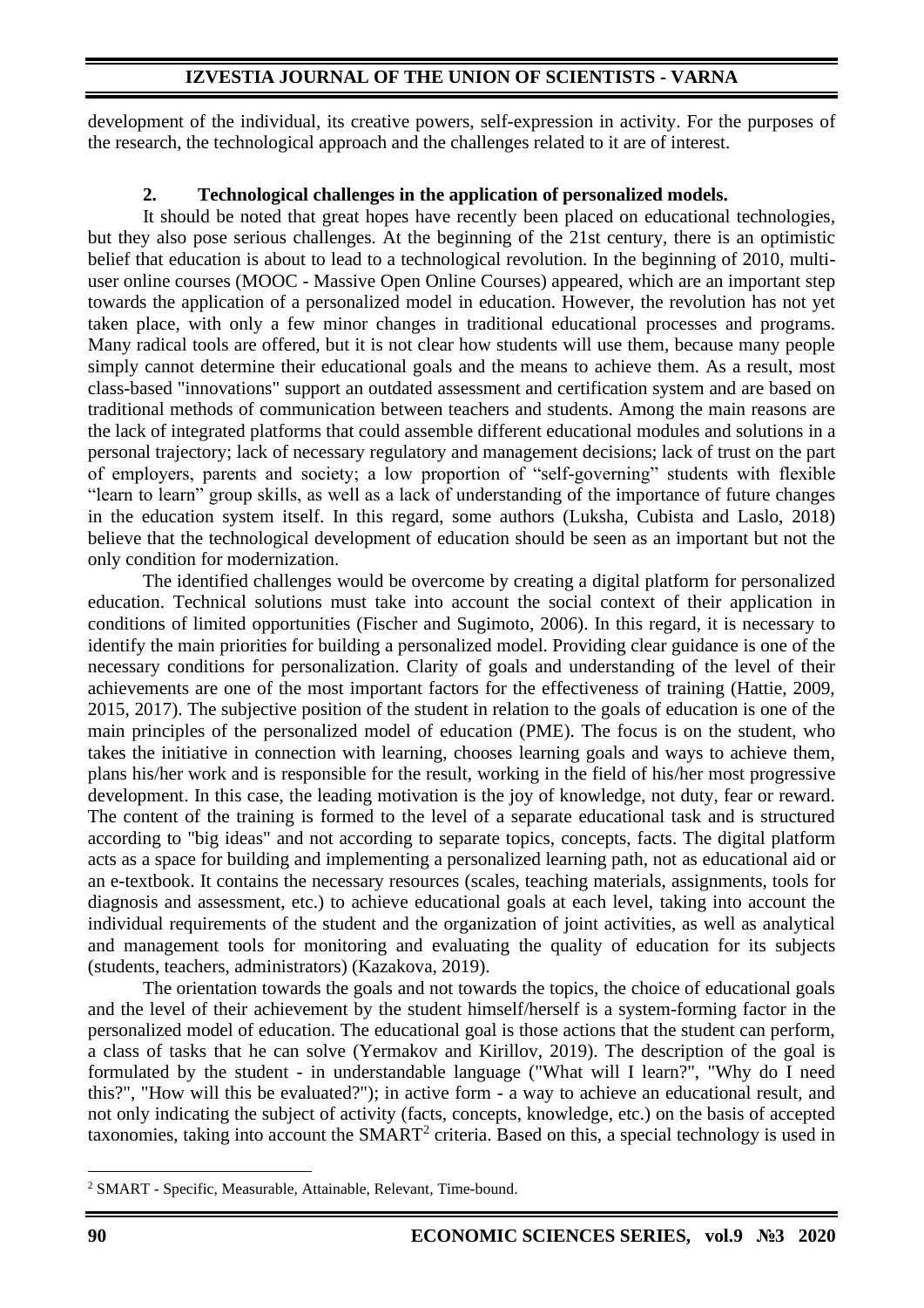development of the individual, its creative powers, self-expression in activity. For the purposes of the research, the technological approach and the challenges related to it are of interest.

## 2. Technological challenges in the application of personalized models.

It should be noted that great hopes have recently been placed on educational technologies, but they also pose serious challenges. At the beginning of the 21st century, there is an optimistic belief that education is about to lead to a technological revolution. In the beginning of 2010, multi-user online courses (MOOC - Massive Open Online Courses) appeared, which are an important step towards the application of a personalized model in education. However, the revolution has not yet taken place, with only a few minor changes in traditional educational processes and programs. Many radical tools are offered, but it is not clear how students will use them, because many people simply cannot determine their educational goals and the means to achieve them. As a result, most class-based "innovations" support an outdated assessment and certification system and are based on traditional methods of communication between teachers and students. Among the main reasons are the lack of integrated platforms that could assemble different educational modules and solutions in a personal trajectory; lack of necessary regulatory and management decisions; lack of trust on the part of employers, parents and society; a low proportion of "self-governing" students with flexible "learn to learn" group skills, as well as a lack of understanding of the importance of future changes in the education system itself. In this regard, some authors (Luksha, Cubista and Laslo, 2018) believe that the technological development of education should be seen as an important but not the only condition for modernization.

The identified challenges would be overcome by creating a digital platform for personalized education. Technical solutions must take into account the social context of their application in conditions of limited opportunities (Fischer and Sugimoto, 2006). In this regard, it is necessary to identify the main priorities for building a personalized model. Providing clear guidance is one of the necessary conditions for personalization. Clarity of goals and understanding of the level of their achievements are one of the most important factors for the effectiveness of training (Hattie, 2009, 2015, 2017). The subjective position of the student in relation to the goals of education is one of the main principles of the personalized model of education (PME). The focus is on the student, who takes the initiative in connection with learning, chooses learning goals and ways to achieve them, plans his/her work and is responsible for the result, working in the field of his/her most progressive development. In this case, the leading motivation is the joy of knowledge, not duty, fear or reward. The content of the training is formed to the level of a separate educational task and is structured according to "big ideas" and not according to separate topics, concepts, facts. The digital platform acts as a space for building and implementing a personalized learning path, not as educational aid or an e-textbook. It contains the necessary resources (scales, teaching materials, assignments, tools for diagnosis and assessment, etc.) to achieve educational goals at each level, taking into account the individual requirements of the student and the organization of joint activities, as well as analytical and management tools for monitoring and evaluating the quality of education for its subjects (students, teachers, administrators) (Kazakova, 2019).

The orientation towards the goals and not towards the topics, the choice of educational goals and the level of their achievement by the student himself/herself is a system-forming factor in the personalized model of education. The educational goal is those actions that the student can perform, a class of tasks that he can solve (Yermakov and Kirillov, 2019). The description of the goal is formulated by the student - in understandable language ("What will I learn?", "Why do I need this?", "How will this be evaluated?"); in active form - a way to achieve an educational result, and not only indicating the subject of activity (facts, concepts, knowledge, etc.) on the basis of accepted taxonomies, taking into account the SMART[2] criteria. Based on this, a special technology is used in

[2] SMART - Specific, Measurable, Attainable, Relevant, Time-bound.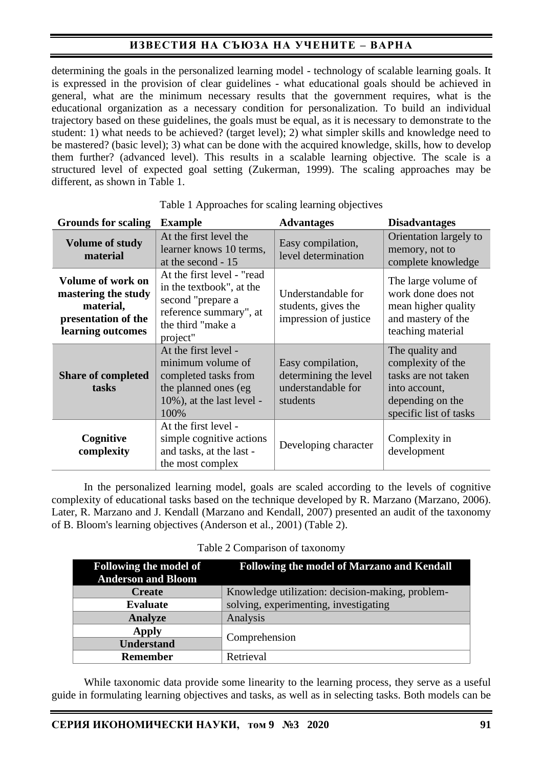determining the goals in the personalized learning model - technology of scalable learning goals. It is expressed in the provision of clear guidelines - what educational goals should be achieved in general, what are the minimum necessary results that the government requires, what is the educational organization as a necessary condition for personalization. To build an individual trajectory based on these guidelines, the goals must be equal, as it is necessary to demonstrate to the student: 1) what needs to be achieved? (target level); 2) what simpler skills and knowledge need to be mastered? (basic level); 3) what can be done with the acquired knowledge, skills, how to develop them further? (advanced level). This results in a scalable learning objective. The scale is a structured level of expected goal setting (Zukerman, 1999). The scaling approaches may be different, as shown in Table 1.

Table 1 Approaches for scaling learning objectives

| Grounds for scaling | Example | Advantages | Disadvantages |
|---|---|---|---|
| **Volume of study material** | At the first level the learner knows 10 terms, at the second - 15 | Easy compilation, level determination | Orientation largely to memory, not to complete knowledge |
| **Volume of work on mastering the study material, presentation of the learning outcomes** | At the first level - "read in the textbook", at the second "prepare a reference summary", at the third "make a project" | Understandable for students, gives the impression of justice | The large volume of work done does not mean higher quality and mastery of the teaching material |
| **Share of completed tasks** | At the first level - minimum volume of completed tasks from the planned ones (eg 10%), at the last level - 100% | Easy compilation, determining the level understandable for students | The quality and complexity of the tasks are not taken into account, depending on the specific list of tasks |
| **Cognitive complexity** | At the first level - simple cognitive actions and tasks, at the last - the most complex | Developing character | Complexity in development |

In the personalized learning model, goals are scaled according to the levels of cognitive complexity of educational tasks based on the technique developed by R. Marzano (Marzano, 2006). Later, R. Marzano and J. Kendall (Marzano and Kendall, 2007) presented an audit of the taxonomy of B. Bloom's learning objectives (Anderson et al., 2001) (Table 2).

Table 2 Comparison of taxonomy

| Following the model of Anderson and Bloom | Following the model of Marzano and Kendall |
|---|---|
| **Create** | Knowledge utilization: decision-making, problem-solving, experimenting, investigating |
| **Evaluate** | |
| **Analyze** | Analysis |
| **Apply** | Comprehension |
| **Understand** | |
| **Remember** | Retrieval |

While taxonomic data provide some linearity to the learning process, they serve as a useful guide in formulating learning objectives and tasks, as well as in selecting tasks. Both models can be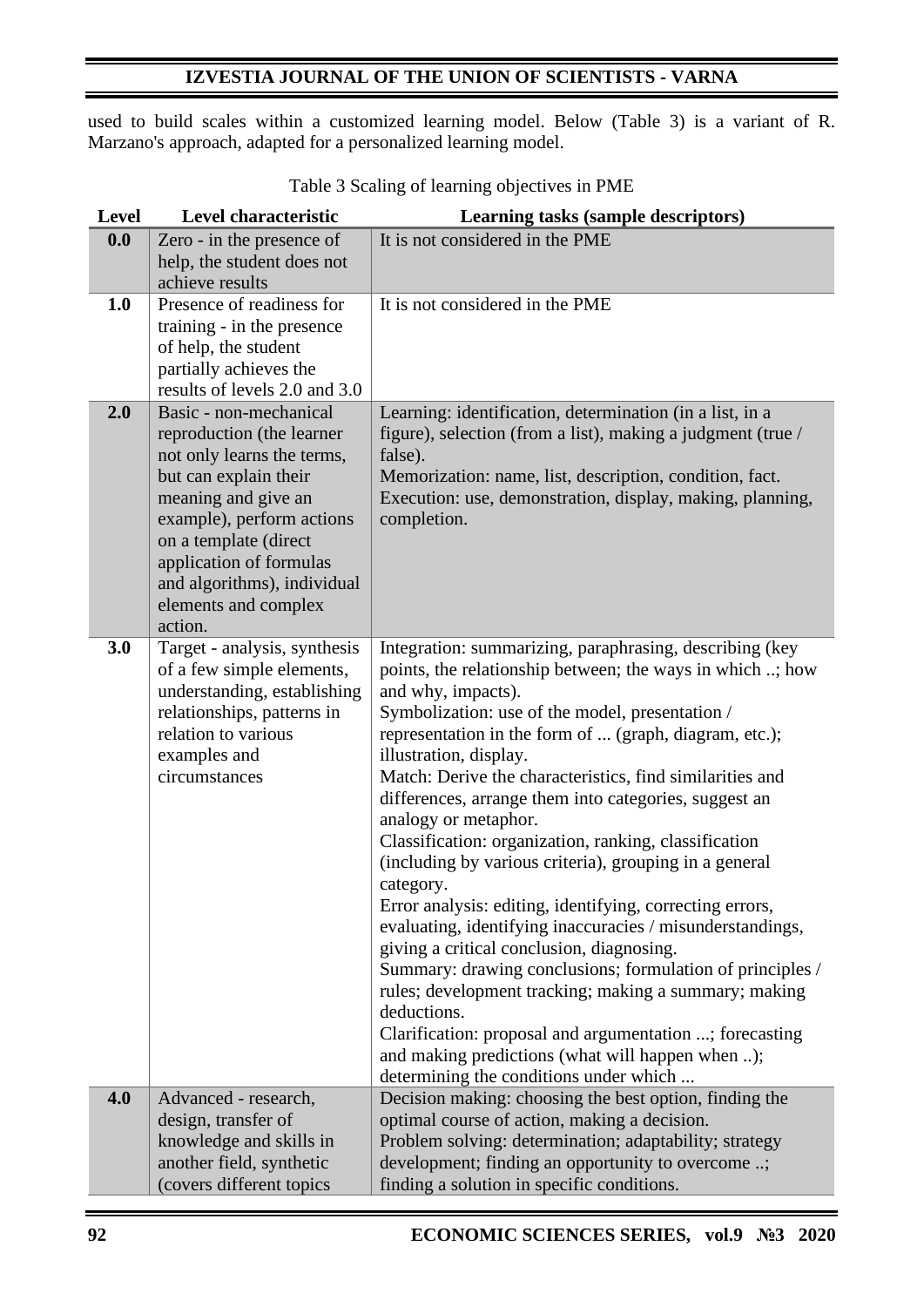used to build scales within a customized learning model. Below (Table 3) is a variant of R. Marzano's approach, adapted for a personalized learning model.

Table 3 Scaling of learning objectives in PME

| Level | Level characteristic | Learning tasks (sample descriptors) |
|---|---|---|
| **0.0** | Zero - in the presence of help, the student does not achieve results | It is not considered in the PME |
| **1.0** | Presence of readiness for training - in the presence of help, the student partially achieves the results of levels 2.0 and 3.0 | It is not considered in the PME |
| **2.0** | Basic - non-mechanical reproduction (the learner not only learns the terms, but can explain their meaning and give an example), perform actions on a template (direct application of formulas and algorithms), individual elements and complex action. | Learning: identification, determination (in a list, in a figure), selection (from a list), making a judgment (true / false).<br>Memorization: name, list, description, condition, fact.<br>Execution: use, demonstration, display, making, planning, completion. |
| **3.0** | Target - analysis, synthesis of a few simple elements, understanding, establishing relationships, patterns in relation to various examples and circumstances | Integration: summarizing, paraphrasing, describing (key points, the relationship between; the ways in which ..; how and why, impacts).<br>Symbolization: use of the model, presentation / representation in the form of ... (graph, diagram, etc.); illustration, display.<br>Match: Derive the characteristics, find similarities and differences, arrange them into categories, suggest an analogy or metaphor.<br>Classification: organization, ranking, classification (including by various criteria), grouping in a general category.<br>Error analysis: editing, identifying, correcting errors, evaluating, identifying inaccuracies / misunderstandings, giving a critical conclusion, diagnosing.<br>Summary: drawing conclusions; formulation of principles / rules; development tracking; making a summary; making deductions.<br>Clarification: proposal and argumentation ...; forecasting and making predictions (what will happen when ..); determining the conditions under which ... |
| **4.0** | Advanced - research, design, transfer of knowledge and skills in another field, synthetic (covers different topics | Decision making: choosing the best option, finding the optimal course of action, making a decision.<br>Problem solving: determination; adaptability; strategy development; finding an opportunity to overcome ..; finding a solution in specific conditions. |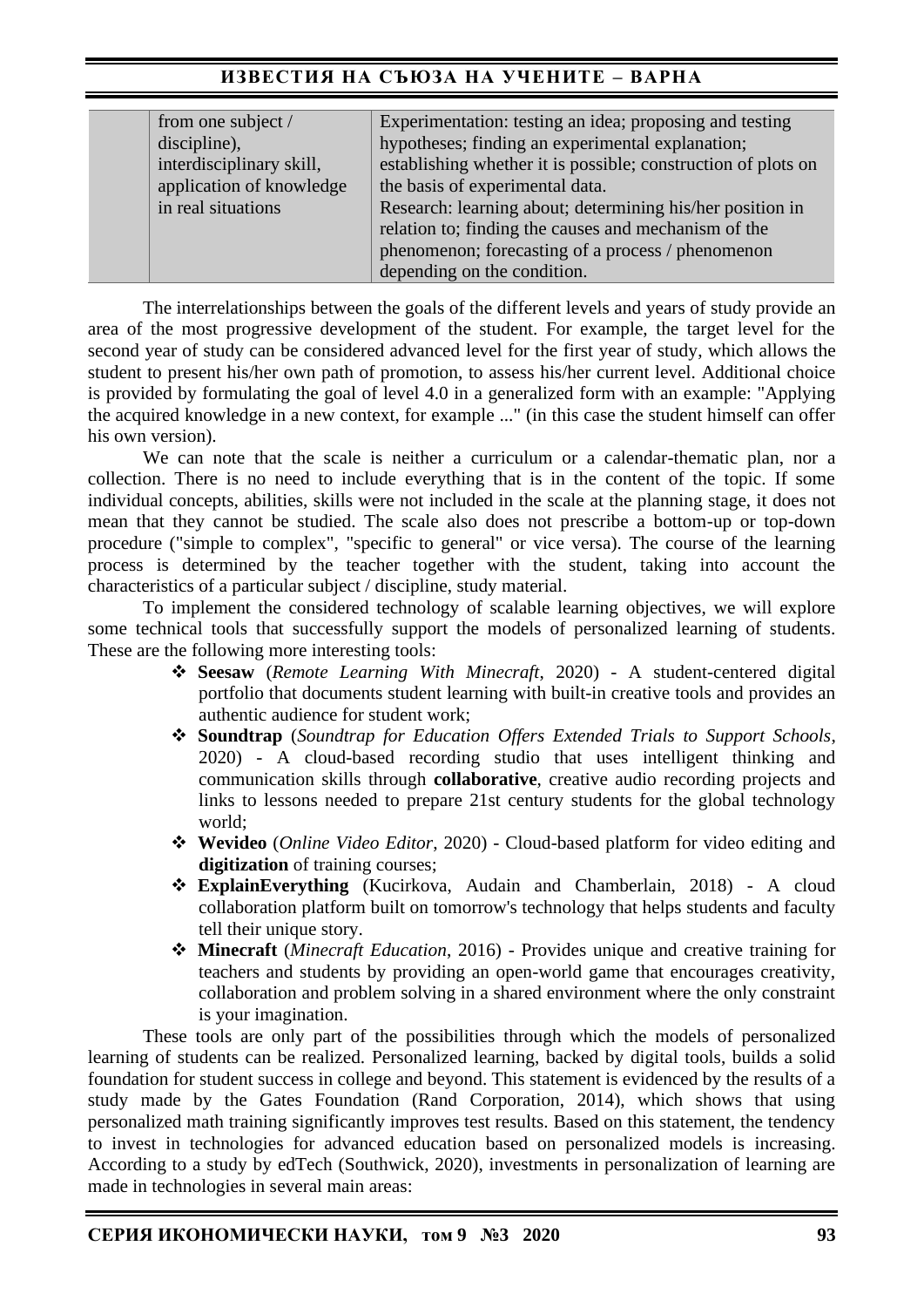|  | from one subject / discipline), interdisciplinary skill, application of knowledge in real situations | Experimentation: testing an idea; proposing and testing hypotheses; finding an experimental explanation; establishing whether it is possible; construction of plots on the basis of experimental data. Research: learning about; determining his/her position in relation to; finding the causes and mechanism of the phenomenon; forecasting of a process / phenomenon depending on the condition. |
|---|---|---|

The interrelationships between the goals of the different levels and years of study provide an area of the most progressive development of the student. For example, the target level for the second year of study can be considered advanced level for the first year of study, which allows the student to present his/her own path of promotion, to assess his/her current level. Additional choice is provided by formulating the goal of level 4.0 in a generalized form with an example: "Applying the acquired knowledge in a new context, for example ..." (in this case the student himself can offer his own version).

We can note that the scale is neither a curriculum or a calendar-thematic plan, nor a collection. There is no need to include everything that is in the content of the topic. If some individual concepts, abilities, skills were not included in the scale at the planning stage, it does not mean that they cannot be studied. The scale also does not prescribe a bottom-up or top-down procedure ("simple to complex", "specific to general" or vice versa). The course of the learning process is determined by the teacher together with the student, taking into account the characteristics of a particular subject / discipline, study material.

To implement the considered technology of scalable learning objectives, we will explore some technical tools that successfully support the models of personalized learning of students. These are the following more interesting tools:

- **Seesaw** (*Remote Learning With Minecraft*, 2020) - A student-centered digital portfolio that documents student learning with built-in creative tools and provides an authentic audience for student work;
- **Soundtrap** (*Soundtrap for Education Offers Extended Trials to Support Schools*, 2020) - A cloud-based recording studio that uses intelligent thinking and communication skills through **collaborative**, creative audio recording projects and links to lessons needed to prepare 21st century students for the global technology world;
- **Wevideo** (*Online Video Editor*, 2020) - Cloud-based platform for video editing and **digitization** of training courses;
- **ExplainEverything** (Kucirkova, Audain and Chamberlain, 2018) - A cloud collaboration platform built on tomorrow's technology that helps students and faculty tell their unique story.
- **Minecraft** (*Minecraft Education*, 2016) - Provides unique and creative training for teachers and students by providing an open-world game that encourages creativity, collaboration and problem solving in a shared environment where the only constraint is your imagination.

These tools are only part of the possibilities through which the models of personalized learning of students can be realized. Personalized learning, backed by digital tools, builds a solid foundation for student success in college and beyond. This statement is evidenced by the results of a study made by the Gates Foundation (Rand Corporation, 2014), which shows that using personalized math training significantly improves test results. Based on this statement, the tendency to invest in technologies for advanced education based on personalized models is increasing. According to a study by edTech (Southwick, 2020), investments in personalization of learning are made in technologies in several main areas: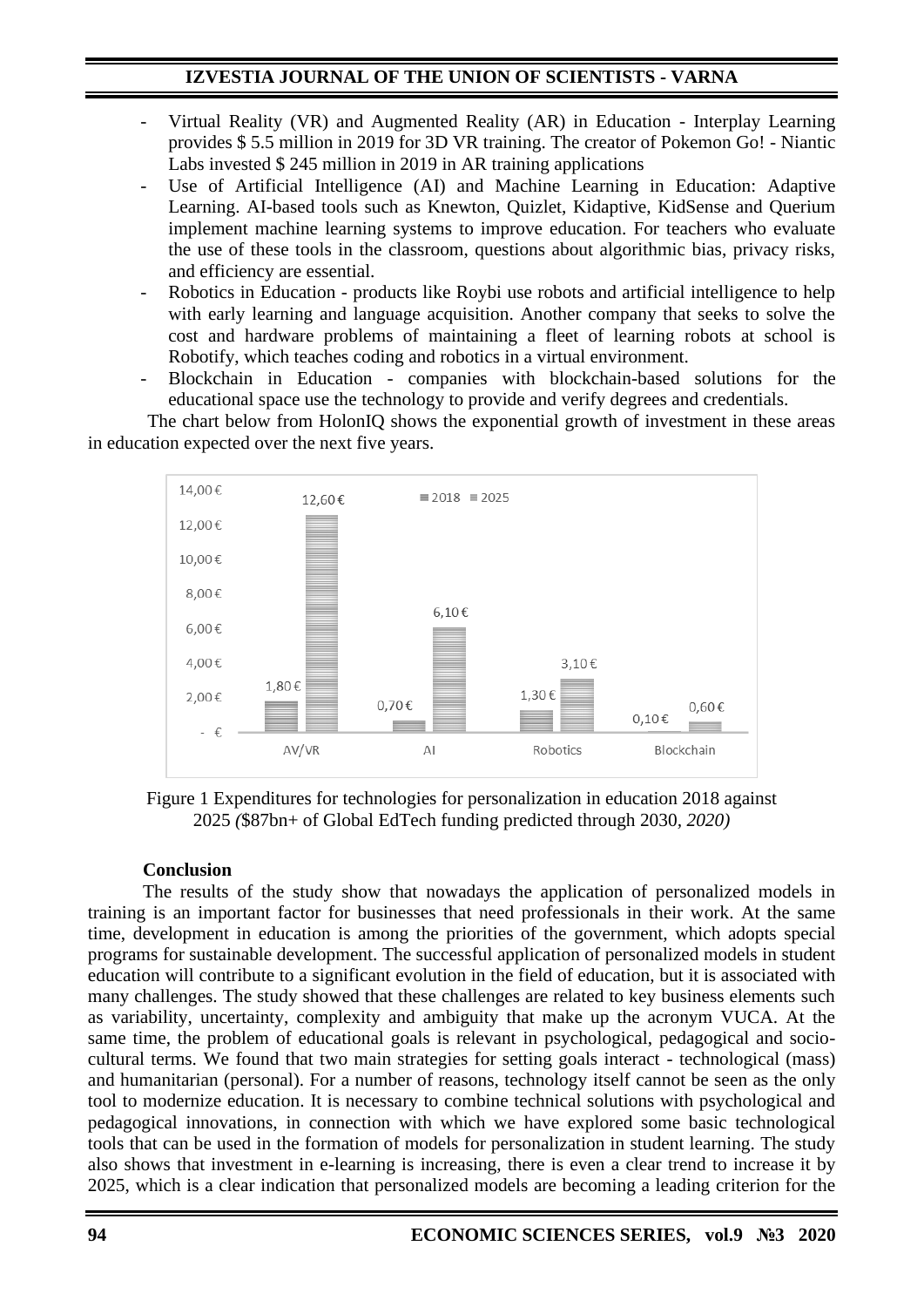- Virtual Reality (VR) and Augmented Reality (AR) in Education - Interplay Learning provides $ 5.5 million in 2019 for 3D VR training. The creator of Pokemon Go! - Niantic Labs invested $ 245 million in 2019 in AR training applications
- Use of Artificial Intelligence (AI) and Machine Learning in Education: Adaptive Learning. AI-based tools such as Knewton, Quizlet, Kidaptive, KidSense and Querium implement machine learning systems to improve education. For teachers who evaluate the use of these tools in the classroom, questions about algorithmic bias, privacy risks, and efficiency are essential.
- Robotics in Education - products like Roybi use robots and artificial intelligence to help with early learning and language acquisition. Another company that seeks to solve the cost and hardware problems of maintaining a fleet of learning robots at school is Robotify, which teaches coding and robotics in a virtual environment.
- Blockchain in Education - companies with blockchain-based solutions for the educational space use the technology to provide and verify degrees and credentials.

The chart below from HolonIQ shows the exponential growth of investment in these areas in education expected over the next five years.

| | 2018 | 2025 |
|---|---|---|
| AV/VR | 1,80 € | 12,60 € |
| AI | 0,70 € | 6,10 € |
| Robotics | 1,30 € | 3,10 € |
| Blockchain | 0,10 € | 0,60 € |

Figure 1 Expenditures for technologies for personalization in education 2018 against 2025 *(*$87bn+ of Global EdTech funding predicted through 2030*, 2020)*

**Conclusion**

The results of the study show that nowadays the application of personalized models in training is an important factor for businesses that need professionals in their work. At the same time, development in education is among the priorities of the government, which adopts special programs for sustainable development. The successful application of personalized models in student education will contribute to a significant evolution in the field of education, but it is associated with many challenges. The study showed that these challenges are related to key business elements such as variability, uncertainty, complexity and ambiguity that make up the acronym VUCA. At the same time, the problem of educational goals is relevant in psychological, pedagogical and socio-cultural terms. We found that two main strategies for setting goals interact - technological (mass) and humanitarian (personal). For a number of reasons, technology itself cannot be seen as the only tool to modernize education. It is necessary to combine technical solutions with psychological and pedagogical innovations, in connection with which we have explored some basic technological tools that can be used in the formation of models for personalization in student learning. The study also shows that investment in e-learning is increasing, there is even a clear trend to increase it by 2025, which is a clear indication that personalized models are becoming a leading criterion for the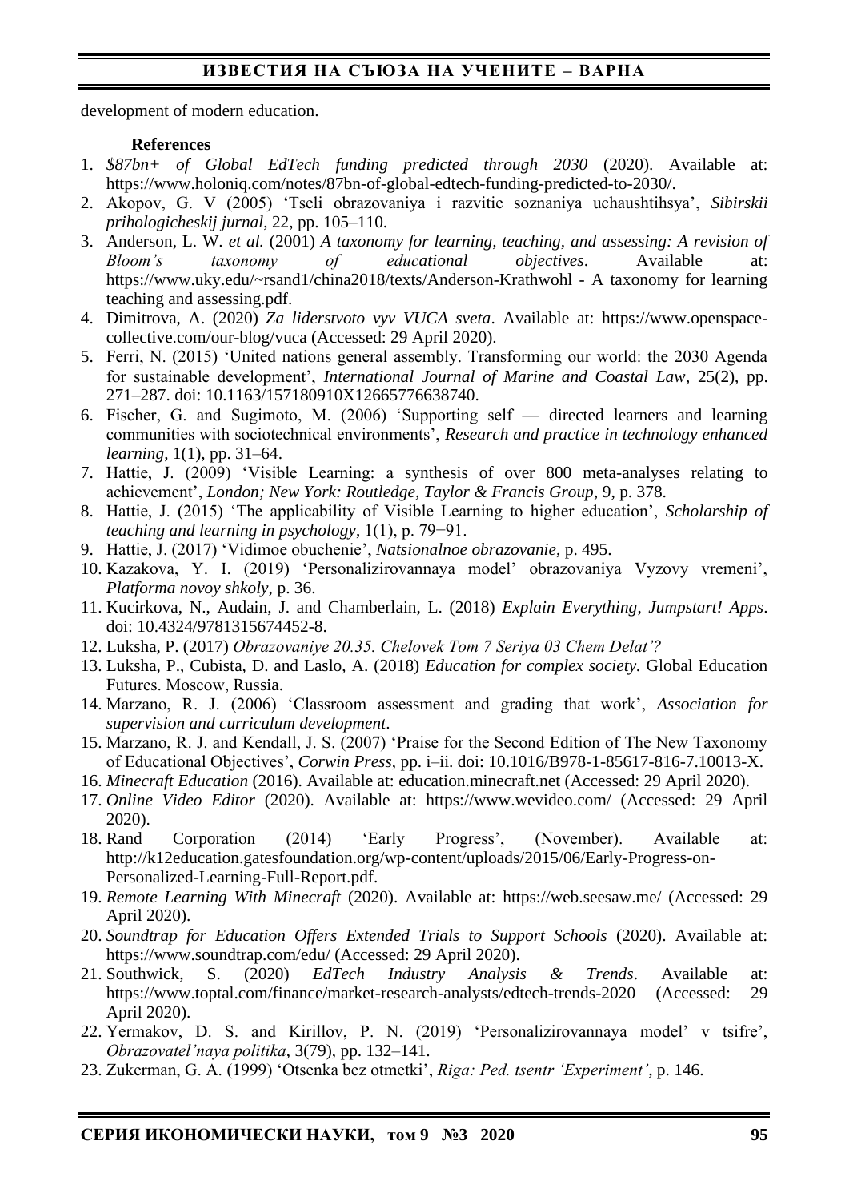development of modern education.

**References**

1. *$87bn+ of Global EdTech funding predicted through 2030* (2020). Available at: https://www.holoniq.com/notes/87bn-of-global-edtech-funding-predicted-to-2030/.
2. Akopov, G. V (2005) 'Tseli obrazovaniya i razvitie soznaniya uchaushtihsya', *Sibirskii prihologicheskij jurnal*, 22, pp. 105–110.
3. Anderson, L. W. *et al.* (2001) *A taxonomy for learning, teaching, and assessing: A revision of Bloom's taxonomy of educational objectives*. Available at: https://www.uky.edu/~rsand1/china2018/texts/Anderson-Krathwohl - A taxonomy for learning teaching and assessing.pdf.
4. Dimitrova, A. (2020) *Za liderstvoto vyv VUCA sveta*. Available at: https://www.openspace-collective.com/our-blog/vuca (Accessed: 29 April 2020).
5. Ferri, N. (2015) 'United nations general assembly. Transforming our world: the 2030 Agenda for sustainable development', *International Journal of Marine and Coastal Law*, 25(2), pp. 271–287. doi: 10.1163/157180910X12665776638740.
6. Fischer, G. and Sugimoto, M. (2006) 'Supporting self — directed learners and learning communities with sociotechnical environments', *Research and practice in technology enhanced learning*, 1(1), pp. 31–64.
7. Hattie, J. (2009) 'Visible Learning: a synthesis of over 800 meta-analyses relating to achievement', *London; New York: Routledge, Taylor & Francis Group*, 9, p. 378.
8. Hattie, J. (2015) 'The applicability of Visible Learning to higher education', *Scholarship of teaching and learning in psychology*, 1(1), p. 79−91.
9. Hattie, J. (2017) 'Vidimoe obuchenie', *Natsionalnoe obrazovanie*, p. 495.
10. Kazakova, Y. I. (2019) 'Personalizirovannaya model' obrazovaniya Vyzovy vremeni', *Platforma novoy shkoly*, p. 36.
11. Kucirkova, N., Audain, J. and Chamberlain, L. (2018) *Explain Everything, Jumpstart! Apps*. doi: 10.4324/9781315674452-8.
12. Luksha, P. (2017) *Obrazovaniye 20.35. Chelovek Tom 7 Seriya 03 Chem Delat'?*
13. Luksha, P., Cubista, D. and Laslo, A. (2018) *Education for complex society.* Global Education Futures. Moscow, Russia.
14. Marzano, R. J. (2006) 'Classroom assessment and grading that work', *Association for supervision and curriculum development*.
15. Marzano, R. J. and Kendall, J. S. (2007) 'Praise for the Second Edition of The New Taxonomy of Educational Objectives', *Corwin Press*, pp. i–ii. doi: 10.1016/B978-1-85617-816-7.10013-X.
16. *Minecraft Education* (2016). Available at: education.minecraft.net (Accessed: 29 April 2020).
17. *Online Video Editor* (2020). Available at: https://www.wevideo.com/ (Accessed: 29 April 2020).
18. Rand Corporation (2014) 'Early Progress', (November). Available at: http://k12education.gatesfoundation.org/wp-content/uploads/2015/06/Early-Progress-on-Personalized-Learning-Full-Report.pdf.
19. *Remote Learning With Minecraft* (2020). Available at: https://web.seesaw.me/ (Accessed: 29 April 2020).
20. *Soundtrap for Education Offers Extended Trials to Support Schools* (2020). Available at: https://www.soundtrap.com/edu/ (Accessed: 29 April 2020).
21. Southwick, S. (2020) *EdTech Industry Analysis & Trends*. Available at: https://www.toptal.com/finance/market-research-analysts/edtech-trends-2020 (Accessed: 29 April 2020).
22. Yermakov, D. S. and Kirillov, P. N. (2019) 'Personalizirovannaya model' v tsifre', *Obrazovatel'naya politika*, 3(79), pp. 132–141.
23. Zukerman, G. A. (1999) 'Otsenka bez otmetki', *Riga: Ped. tsentr 'Experiment'*, p. 146.